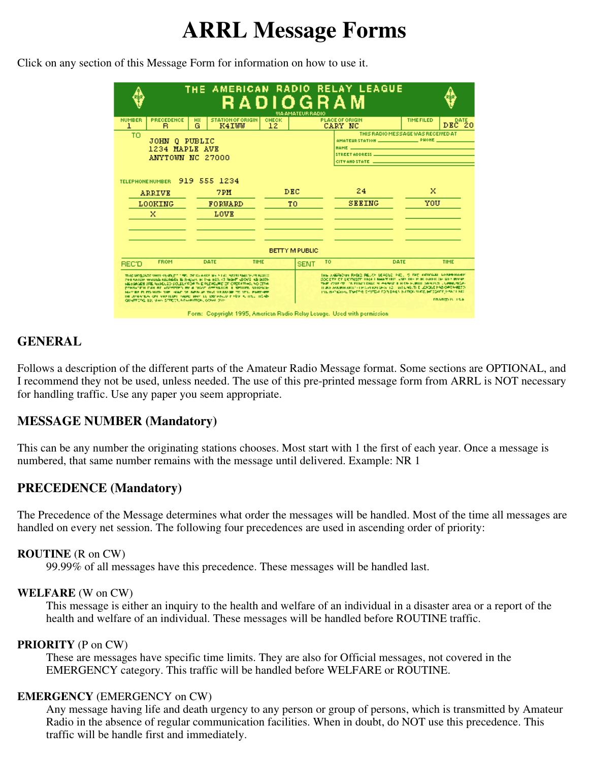# ARRL Message Forms

Click on any section of this Message Form for information on how to use it.

## GENERAL

Follows a description of the different parts of the Amateur Radio Message format. Some sections are OPTIONAL, and I recommend they not be used, unless needed. The use of this pre-printed message form from ARRL is NOT necessary for handling traffic. Use any paper you seem appropriate.

## MESSAGE NUMBER (Mandatory)

This can be any number the originating stations chooses. Most start with 1 the first of each year. Once a message is numbered, that same number remains with the message until delivered. Example: NR 1

## PRECEDENCE (Mandatory)

The Precedence of the Message determines what order the messages will be handled. Most of the time all messages are handled on every net session. The following four precedences are used in ascending order of priority:

**ROUTINE** (R on CW)
: 99.99% of all messages have this precedence. These messages will be handled last.

**WELFARE** (W on CW)
: This message is either an inquiry to the health and welfare of an individual in a disaster area or a report of the health and welfare of an individual. These messages will be handled before ROUTINE traffic.

**PRIORITY** (P on CW)
: These are messages have specific time limits. They are also for Official messages, not covered in the EMERGENCY category. This traffic will be handled before WELFARE or ROUTINE.

**EMERGENCY** (EMERGENCY on CW)
: Any message having life and death urgency to any person or group of persons, which is transmitted by Amateur Radio in the absence of regular communication facilities. When in doubt, do NOT use this precedence. This traffic will be handle first and immediately.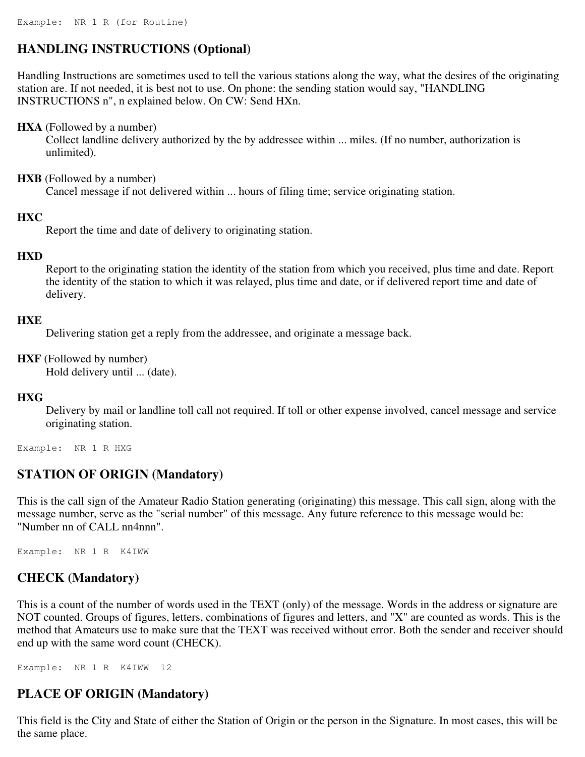```
Example:  NR 1 R (for Routine)
```

## HANDLING INSTRUCTIONS (Optional)

Handling Instructions are sometimes used to tell the various stations along the way, what the desires of the originating station are. If not needed, it is best not to use. On phone: the sending station would say, "HANDLING INSTRUCTIONS n", n explained below. On CW: Send HXn.

**HXA** (Followed by a number)
: Collect landline delivery authorized by the by addressee within ... miles. (If no number, authorization is unlimited).

**HXB** (Followed by a number)
: Cancel message if not delivered within ... hours of filing time; service originating station.

**HXC**
: Report the time and date of delivery to originating station.

**HXD**
: Report to the originating station the identity of the station from which you received, plus time and date. Report the identity of the station to which it was relayed, plus time and date, or if delivered report time and date of delivery.

**HXE**
: Delivering station get a reply from the addressee, and originate a message back.

**HXF** (Followed by number)
: Hold delivery until ... (date).

**HXG**
: Delivery by mail or landline toll call not required. If toll or other expense involved, cancel message and service originating station.

```
Example:  NR 1 R HXG
```

## STATION OF ORIGIN (Mandatory)

This is the call sign of the Amateur Radio Station generating (originating) this message. This call sign, along with the message number, serve as the "serial number" of this message. Any future reference to this message would be: "Number nn of CALL nn4nnn".

```
Example:  NR 1 R  K4IWW
```

## CHECK (Mandatory)

This is a count of the number of words used in the TEXT (only) of the message. Words in the address or signature are NOT counted. Groups of figures, letters, combinations of figures and letters, and "X" are counted as words. This is the method that Amateurs use to make sure that the TEXT was received without error. Both the sender and receiver should end up with the same word count (CHECK).

```
Example:  NR 1 R  K4IWW  12
```

## PLACE OF ORIGIN (Mandatory)

This field is the City and State of either the Station of Origin or the person in the Signature. In most cases, this will be the same place.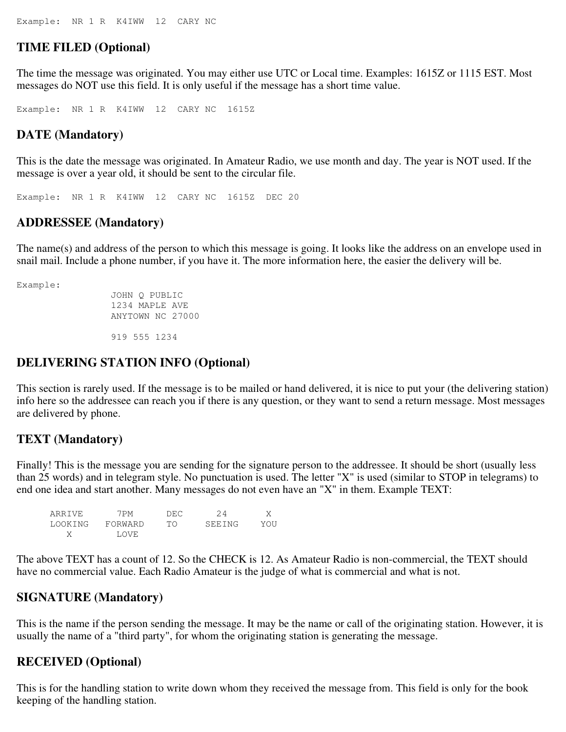```
Example:  NR 1 R  K4IWW  12  CARY NC
```

## TIME FILED (Optional)

The time the message was originated. You may either use UTC or Local time. Examples: 1615Z or 1115 EST. Most messages do NOT use this field. It is only useful if the message has a short time value.

```
Example:  NR 1 R  K4IWW  12  CARY NC  1615Z
```

## DATE (Mandatory)

This is the date the message was originated. In Amateur Radio, we use month and day. The year is NOT used. If the message is over a year old, it should be sent to the circular file.

```
Example:  NR 1 R  K4IWW  12  CARY NC  1615Z  DEC 20
```

## ADDRESSEE (Mandatory)

The name(s) and address of the person to which this message is going. It looks like the address on an envelope used in snail mail. Include a phone number, if you have it. The more information here, the easier the delivery will be.

```
Example:
                 JOHN Q PUBLIC
                 1234 MAPLE AVE
                 ANYTOWN NC 27000

                 919 555 1234
```

## DELIVERING STATION INFO (Optional)

This section is rarely used. If the message is to be mailed or hand delivered, it is nice to put your (the delivering station) info here so the addressee can reach you if there is any question, or they want to send a return message. Most messages are delivered by phone.

## TEXT (Mandatory)

Finally! This is the message you are sending for the signature person to the addressee. It should be short (usually less than 25 words) and in telegram style. No punctuation is used. The letter "X" is used (similar to STOP in telegrams) to end one idea and start another. Many messages do not even have an "X" in them. Example TEXT:

```
      ARRIVE      7PM      DEC      24       X
      LOOKING   FORWARD    TO     SEEING    YOU
         X        LOVE
```

The above TEXT has a count of 12. So the CHECK is 12. As Amateur Radio is non-commercial, the TEXT should have no commercial value. Each Radio Amateur is the judge of what is commercial and what is not.

## SIGNATURE (Mandatory)

This is the name if the person sending the message. It may be the name or call of the originating station. However, it is usually the name of a "third party", for whom the originating station is generating the message.

## RECEIVED (Optional)

This is for the handling station to write down whom they received the message from. This field is only for the book keeping of the handling station.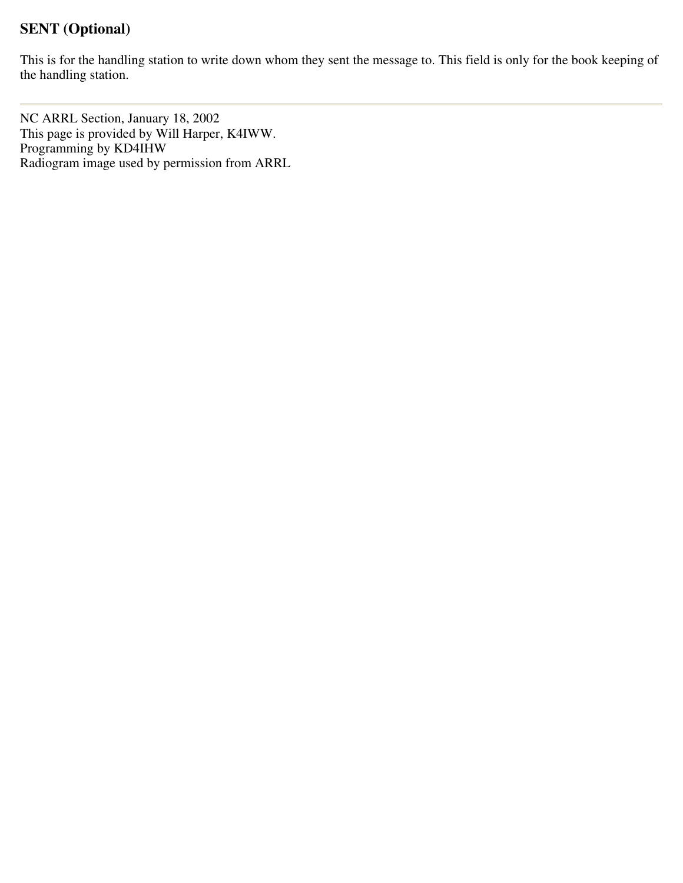### SENT (Optional)

This is for the handling station to write down whom they sent the message to. This field is only for the book keeping of the handling station.

---

NC ARRL Section, January 18, 2002
This page is provided by Will Harper, K4IWW.
Programming by KD4IHW
Radiogram image used by permission from ARRL